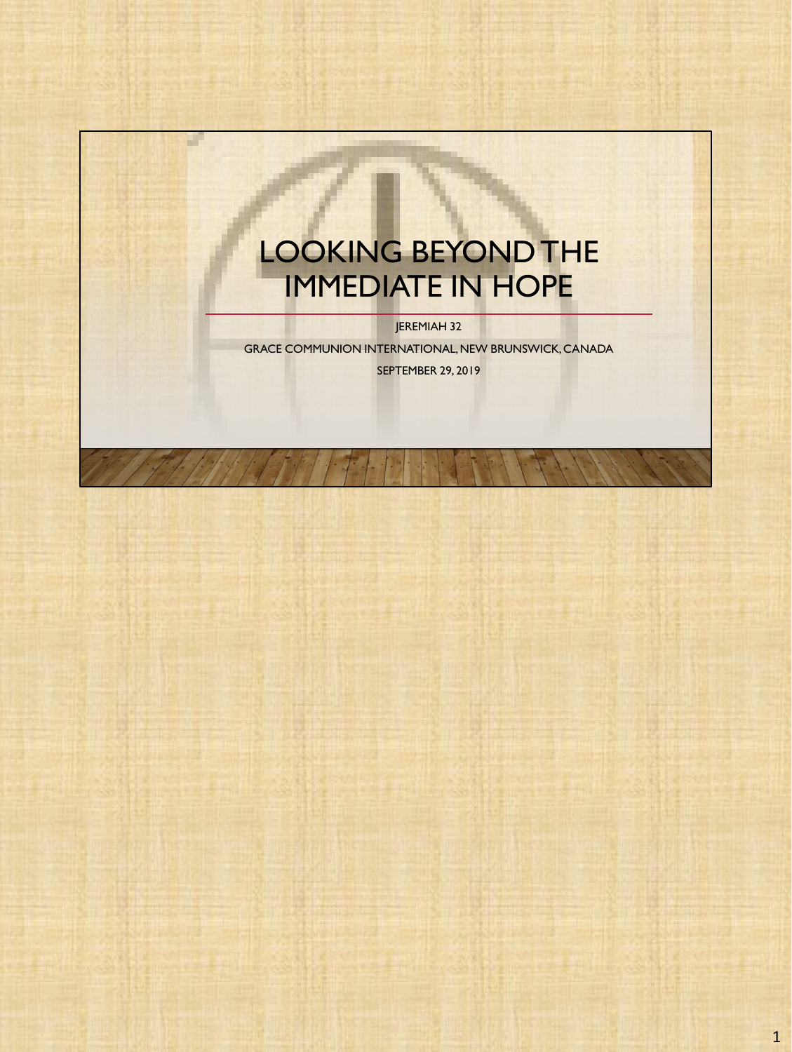# LOOKING BEYOND THE IMMEDIATE IN HOPE

JEREMIAH 32

GRACE COMMUNION INTERNATIONAL, NEW BRUNSWICK, CANADA

SEPTEMBER 29, 2019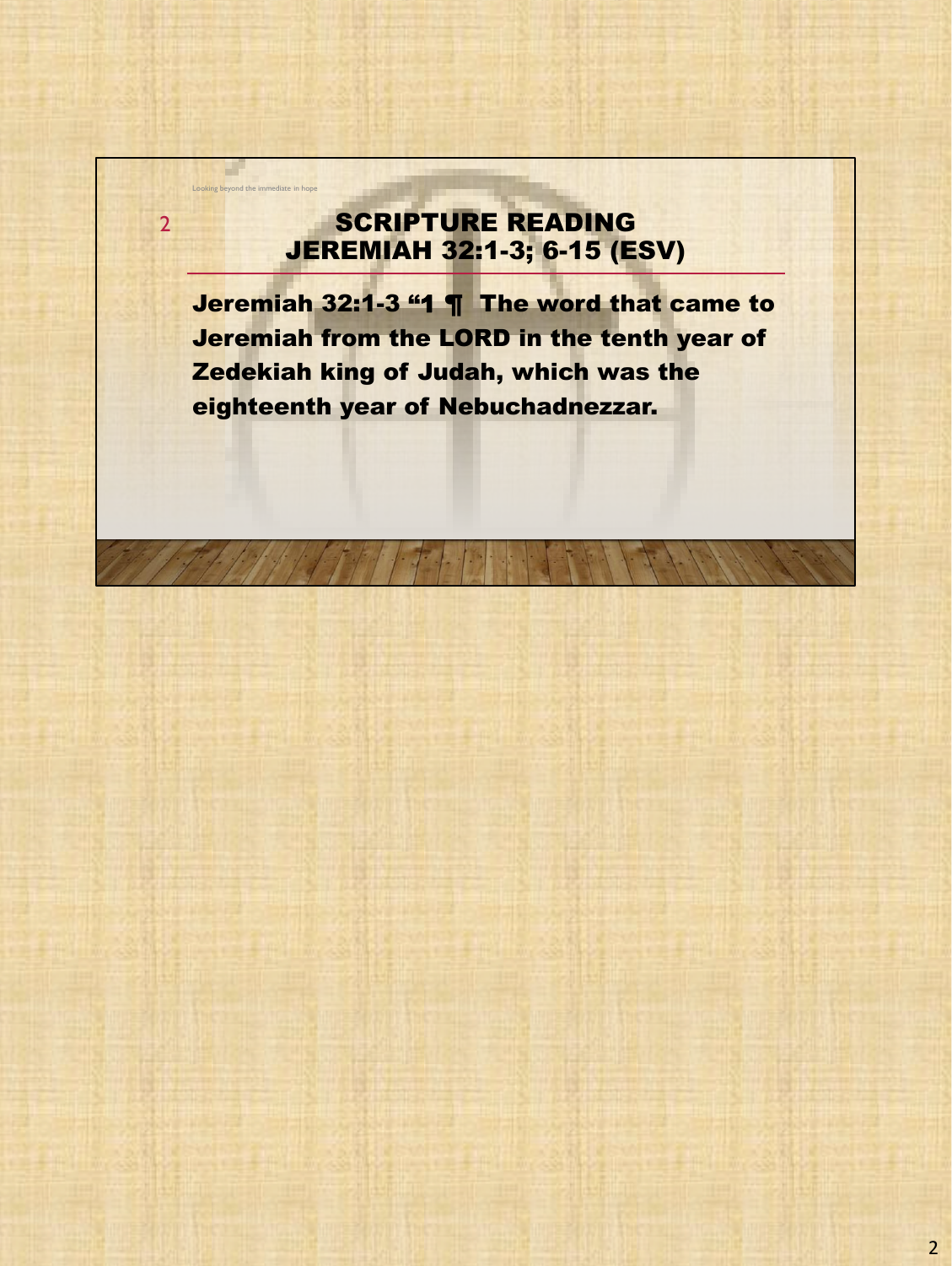# SCRIPTURE READING
## JEREMIAH 32:1-3; 6-15 (ESV)

Jeremiah 32:1-3 "1 ¶ The word that came to Jeremiah from the LORD in the tenth year of Zedekiah king of Judah, which was the eighteenth year of Nebuchadnezzar.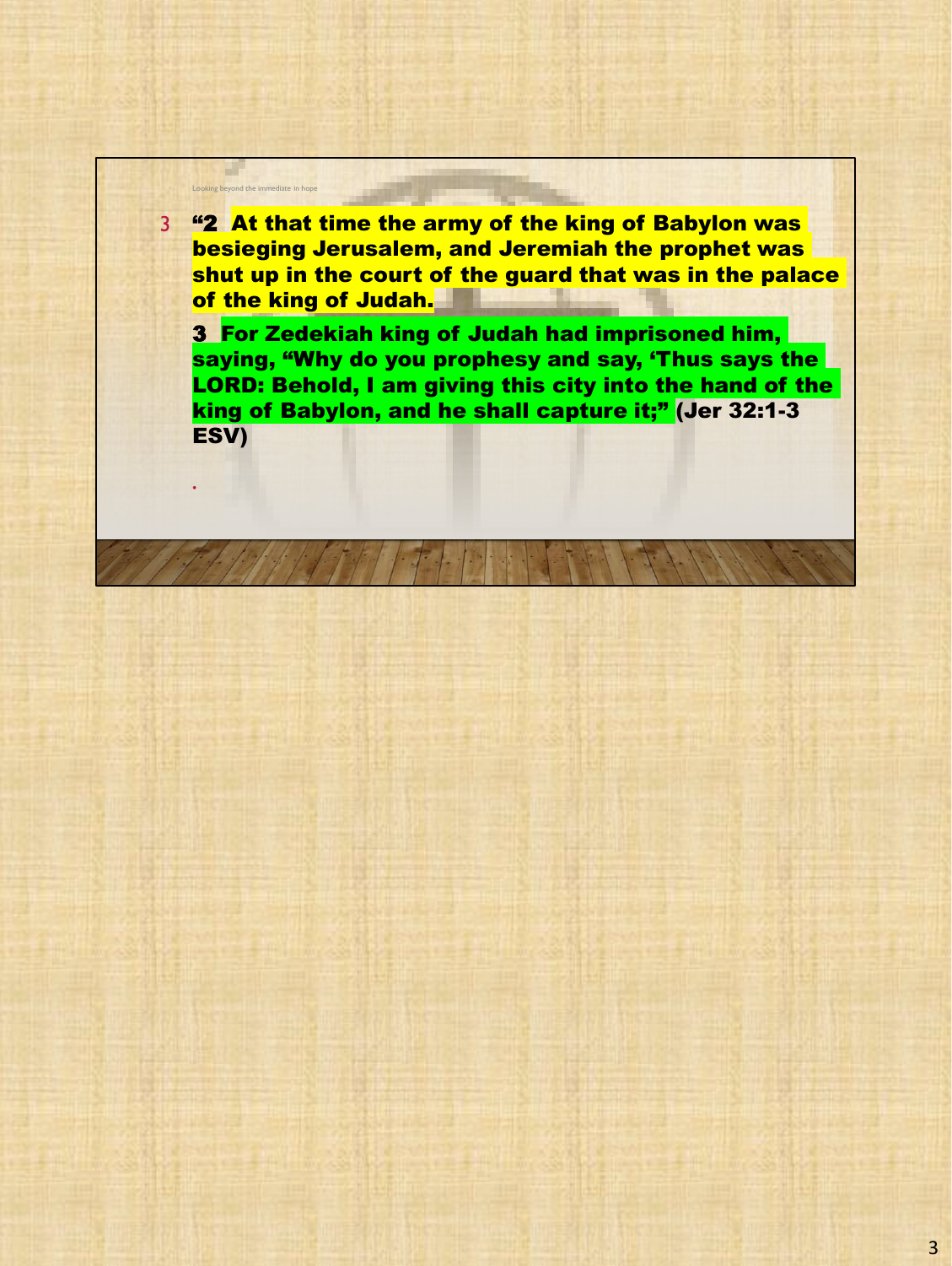Looking beyond the immediate in hope

3 **"2 At that time the army of the king of Babylon was besieging Jerusalem, and Jeremiah the prophet was shut up in the court of the guard that was in the palace of the king of Judah.**

**3 For Zedekiah king of Judah had imprisoned him, saying, "Why do you prophesy and say, 'Thus says the LORD: Behold, I am giving this city into the hand of the king of Babylon, and he shall capture it;" (Jer 32:1-3 ESV)**

.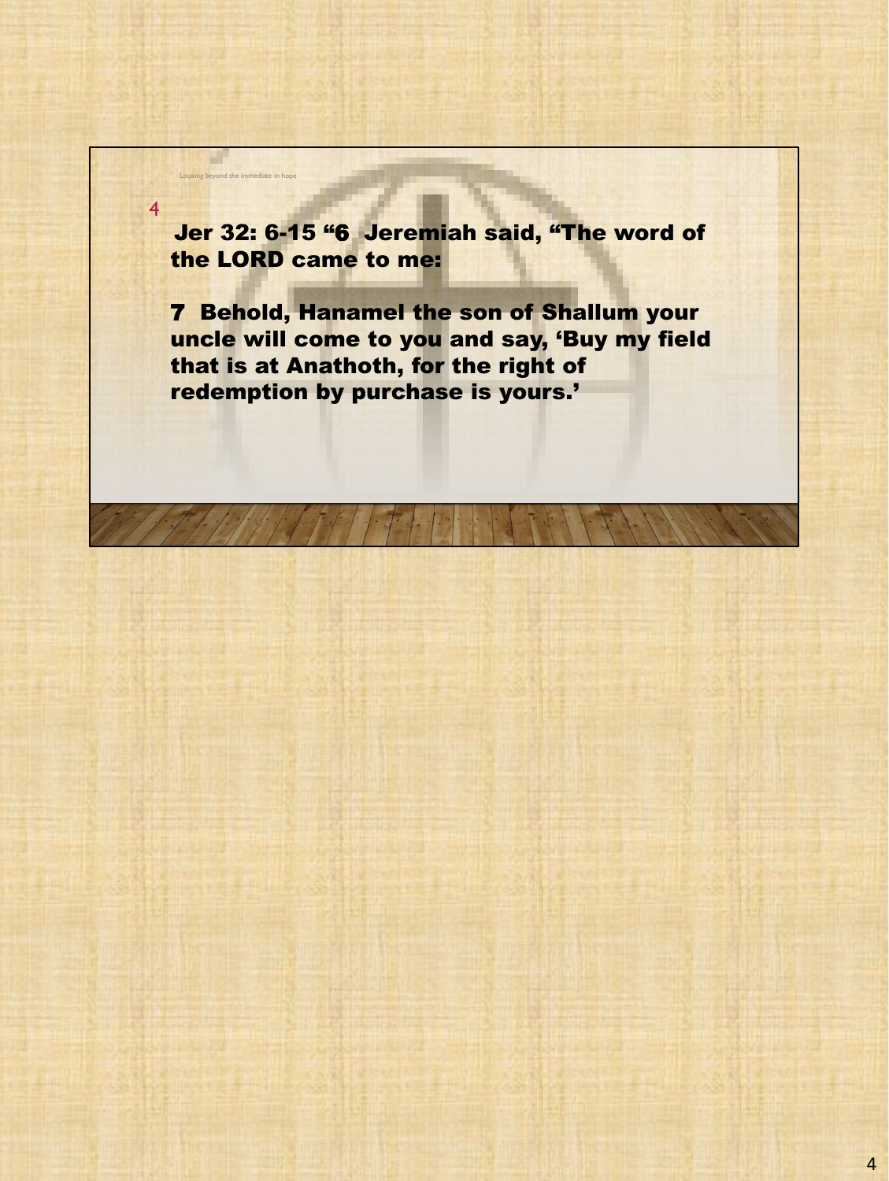Looking beyond the immediate in hope

4

**Jer 32: 6-15 "6 Jeremiah said, "The word of the LORD came to me:**

**7 Behold, Hanamel the son of Shallum your uncle will come to you and say, 'Buy my field that is at Anathoth, for the right of redemption by purchase is yours.'**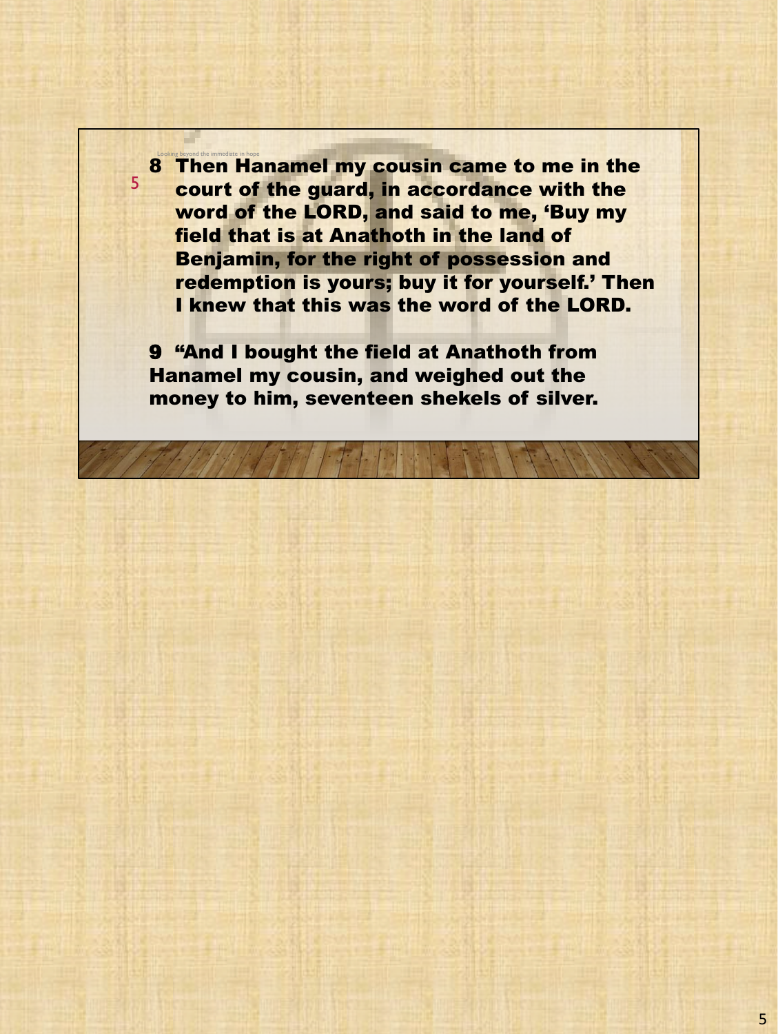Looking beyond the immediate in hope

**8 Then Hanamel my cousin came to me in the court of the guard, in accordance with the word of the LORD, and said to me, 'Buy my field that is at Anathoth in the land of Benjamin, for the right of possession and redemption is yours; buy it for yourself.' Then I knew that this was the word of the LORD.**

**9 "And I bought the field at Anathoth from Hanamel my cousin, and weighed out the money to him, seventeen shekels of silver.**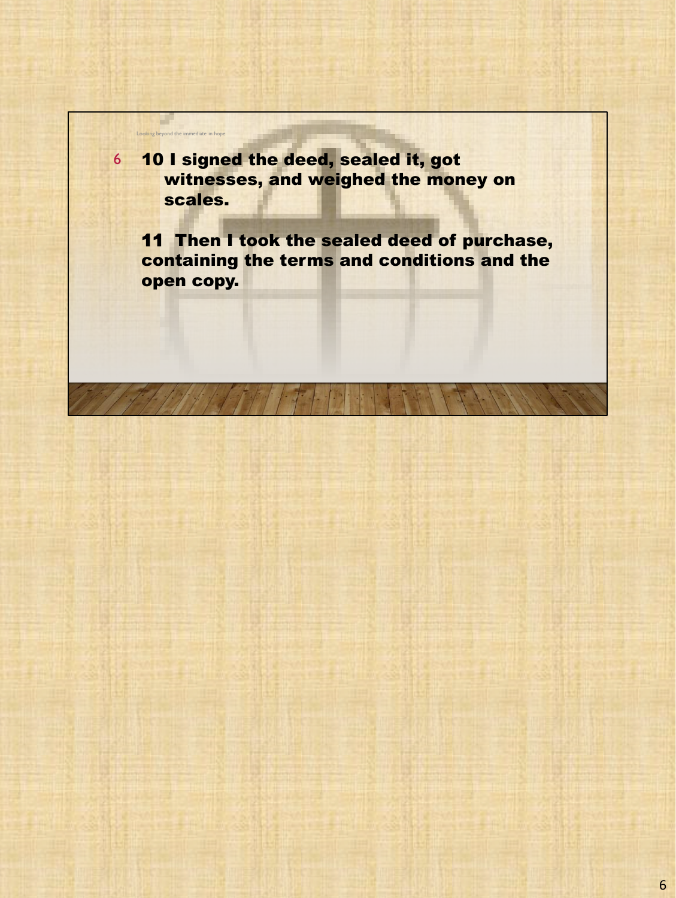10 I signed the deed, sealed it, got witnesses, and weighed the money on scales.

11 Then I took the sealed deed of purchase, containing the terms and conditions and the open copy.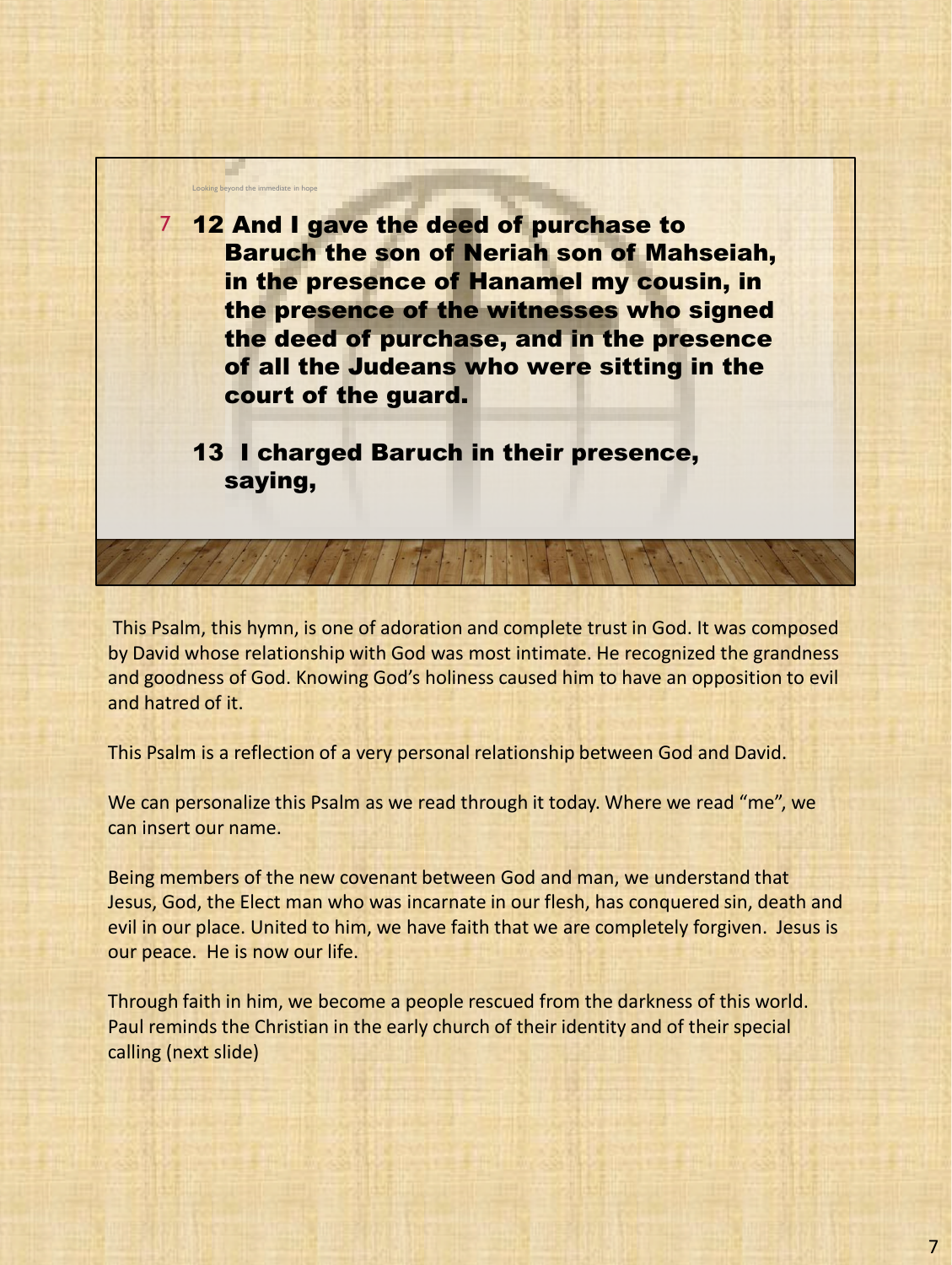Looking beyond the immediate in hope

7 **12 And I gave the deed of purchase to Baruch the son of Neriah son of Mahseiah, in the presence of Hanamel my cousin, in the presence of the witnesses who signed the deed of purchase, and in the presence of all the Judeans who were sitting in the court of the guard.**

**13 I charged Baruch in their presence, saying,**

This Psalm, this hymn, is one of adoration and complete trust in God. It was composed by David whose relationship with God was most intimate. He recognized the grandness and goodness of God. Knowing God's holiness caused him to have an opposition to evil and hatred of it.

This Psalm is a reflection of a very personal relationship between God and David.

We can personalize this Psalm as we read through it today. Where we read "me", we can insert our name.

Being members of the new covenant between God and man, we understand that Jesus, God, the Elect man who was incarnate in our flesh, has conquered sin, death and evil in our place. United to him, we have faith that we are completely forgiven. Jesus is our peace. He is now our life.

Through faith in him, we become a people rescued from the darkness of this world. Paul reminds the Christian in the early church of their identity and of their special calling (next slide)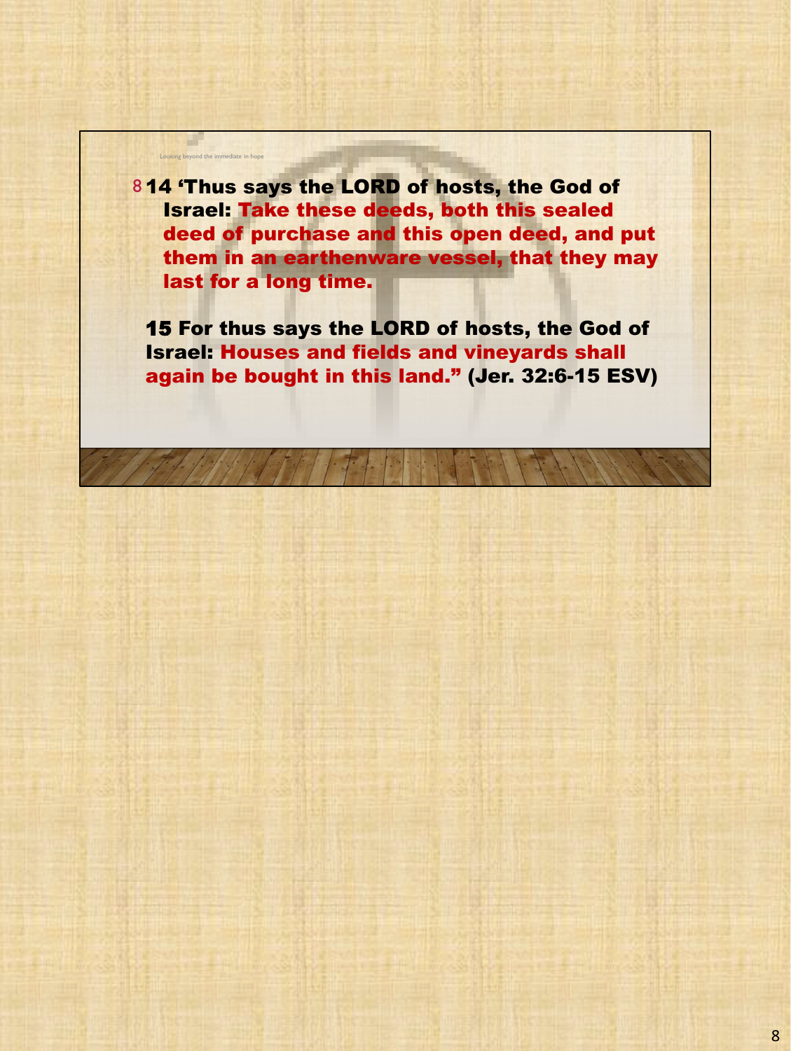Looking beyond the immediate in hope

14 'Thus says the LORD of hosts, the God of Israel: **Take these deeds, both this sealed deed of purchase and this open deed, and put them in an earthenware vessel, that they may last for a long time.**

15 For thus says the LORD of hosts, the God of Israel: **Houses and fields and vineyards shall again be bought in this land."** (Jer. 32:6-15 ESV)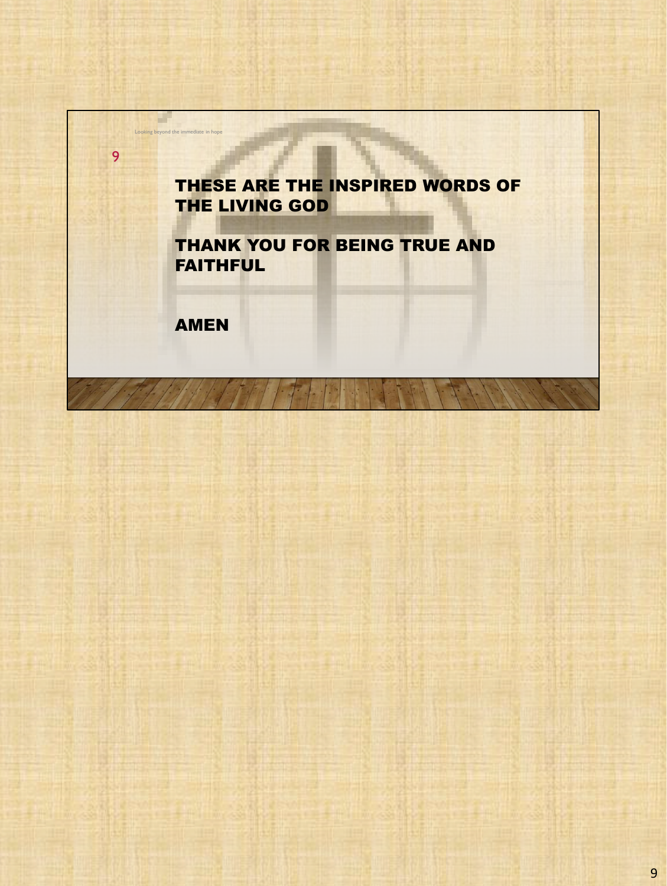Looking beyond the immediate in hope

**THESE ARE THE INSPIRED WORDS OF THE LIVING GOD**

**THANK YOU FOR BEING TRUE AND FAITHFUL**

**AMEN**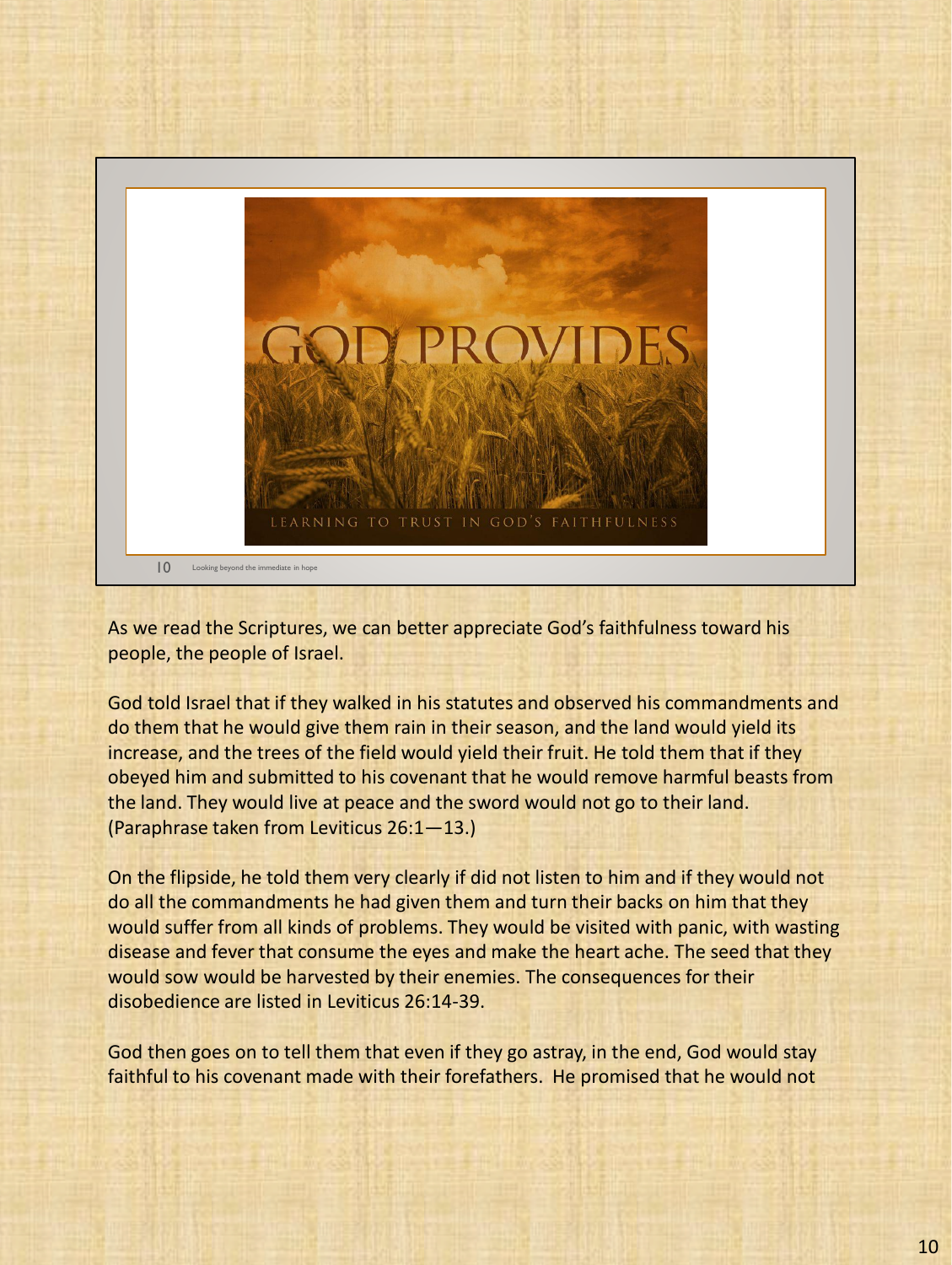GOD PROVIDES

LEARNING TO TRUST IN GOD'S FAITHFULNESS

10 Looking beyond the immediate in hope

As we read the Scriptures, we can better appreciate God's faithfulness toward his people, the people of Israel.

God told Israel that if they walked in his statutes and observed his commandments and do them that he would give them rain in their season, and the land would yield its increase, and the trees of the field would yield their fruit. He told them that if they obeyed him and submitted to his covenant that he would remove harmful beasts from the land. They would live at peace and the sword would not go to their land. (Paraphrase taken from Leviticus 26:1—13.)

On the flipside, he told them very clearly if did not listen to him and if they would not do all the commandments he had given them and turn their backs on him that they would suffer from all kinds of problems. They would be visited with panic, with wasting disease and fever that consume the eyes and make the heart ache. The seed that they would sow would be harvested by their enemies. The consequences for their disobedience are listed in Leviticus 26:14-39.

God then goes on to tell them that even if they go astray, in the end, God would stay faithful to his covenant made with their forefathers. He promised that he would not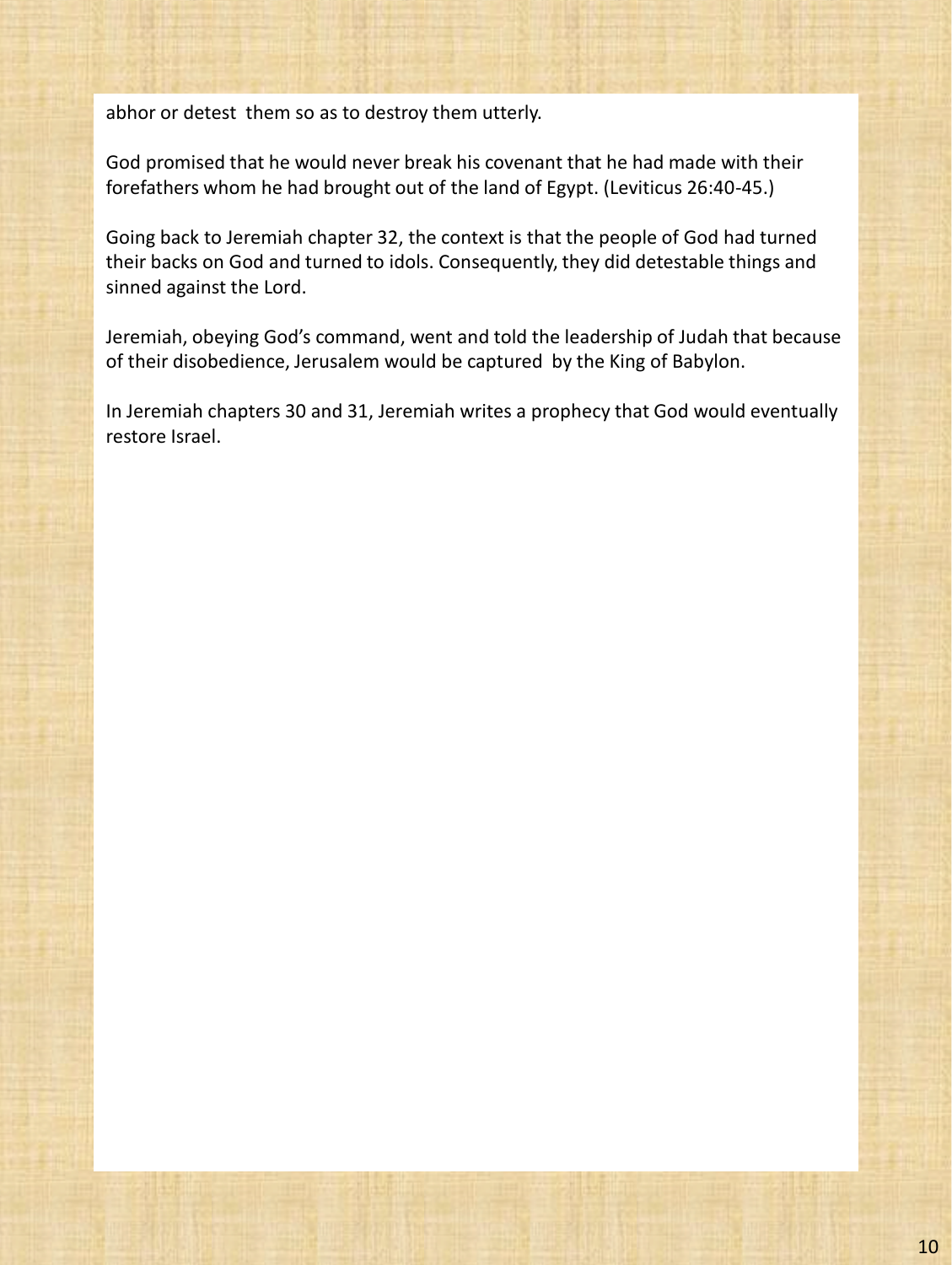abhor or detest them so as to destroy them utterly.

God promised that he would never break his covenant that he had made with their forefathers whom he had brought out of the land of Egypt. (Leviticus 26:40-45.)

Going back to Jeremiah chapter 32, the context is that the people of God had turned their backs on God and turned to idols. Consequently, they did detestable things and sinned against the Lord.

Jeremiah, obeying God's command, went and told the leadership of Judah that because of their disobedience, Jerusalem would be captured by the King of Babylon.

In Jeremiah chapters 30 and 31, Jeremiah writes a prophecy that God would eventually restore Israel.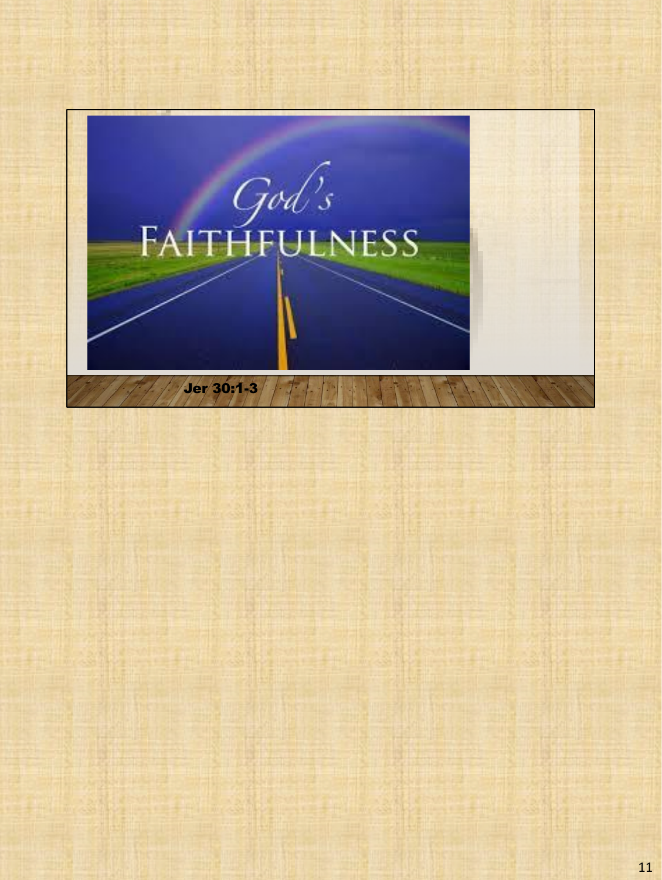God's

FAITHFULNESS

Jer 30:1-3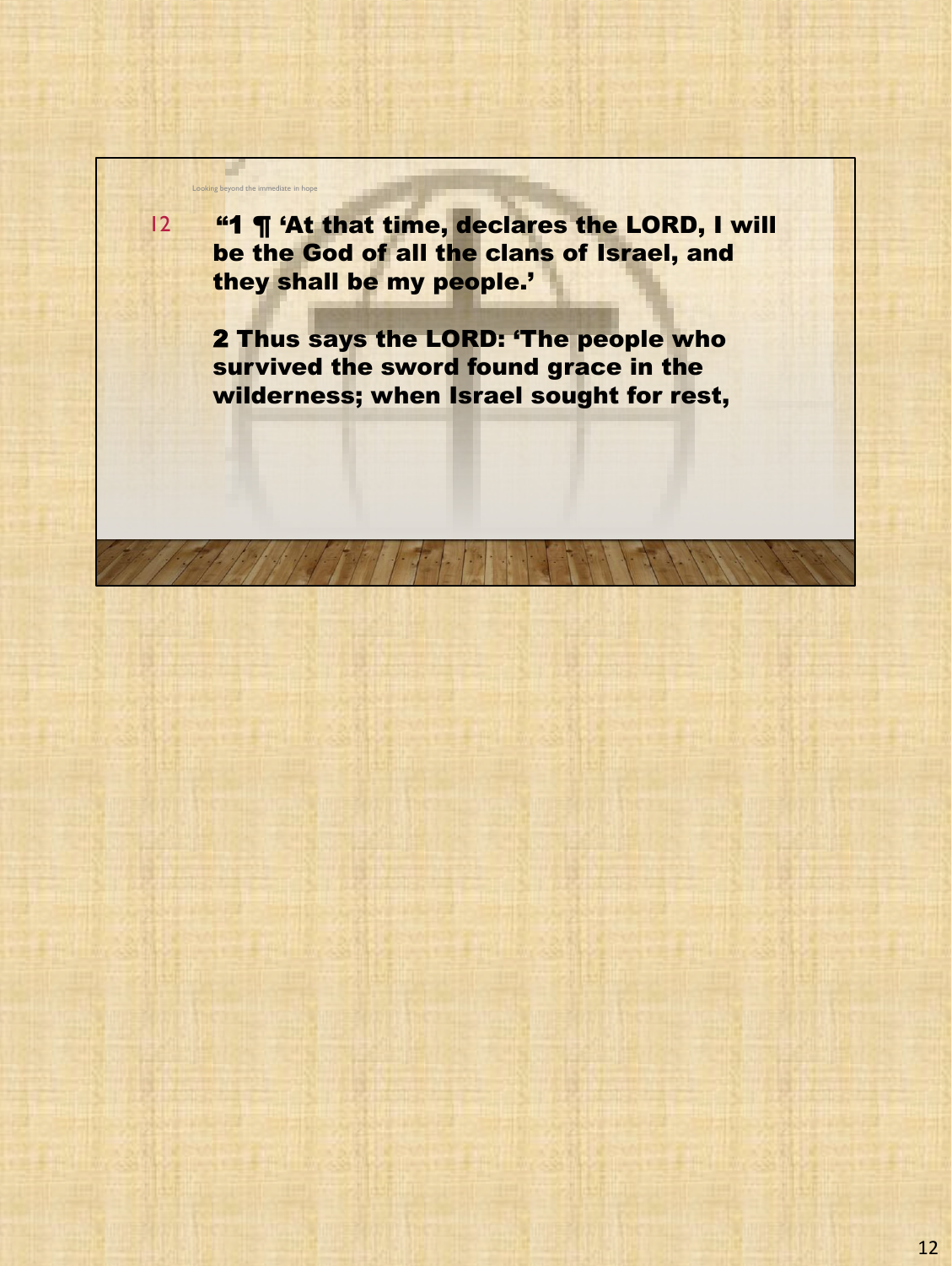Looking beyond the immediate in hope

12

"1 ¶ 'At that time, declares the LORD, I will be the God of all the clans of Israel, and they shall be my people.'

2 Thus says the LORD: 'The people who survived the sword found grace in the wilderness; when Israel sought for rest,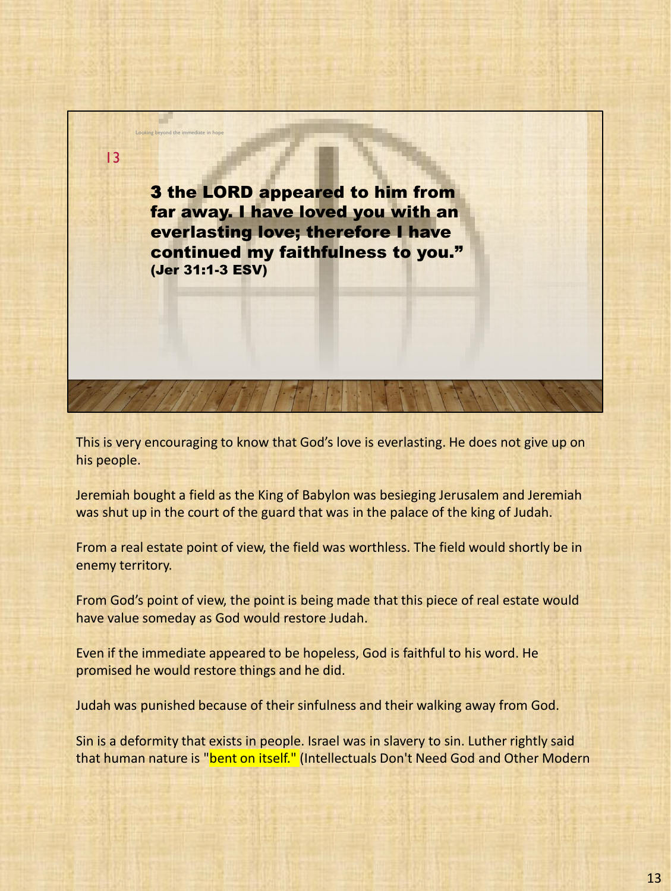Looking beyond the immediate in hope

13

**3 the LORD appeared to him from far away. I have loved you with an everlasting love; therefore I have continued my faithfulness to you." (Jer 31:1-3 ESV)**

This is very encouraging to know that God's love is everlasting. He does not give up on his people.

Jeremiah bought a field as the King of Babylon was besieging Jerusalem and Jeremiah was shut up in the court of the guard that was in the palace of the king of Judah.

From a real estate point of view, the field was worthless. The field would shortly be in enemy territory.

From God's point of view, the point is being made that this piece of real estate would have value someday as God would restore Judah.

Even if the immediate appeared to be hopeless, God is faithful to his word. He promised he would restore things and he did.

Judah was punished because of their sinfulness and their walking away from God.

Sin is a deformity that exists in people. Israel was in slavery to sin. Luther rightly said that human nature is "bent on itself." (Intellectuals Don't Need God and Other Modern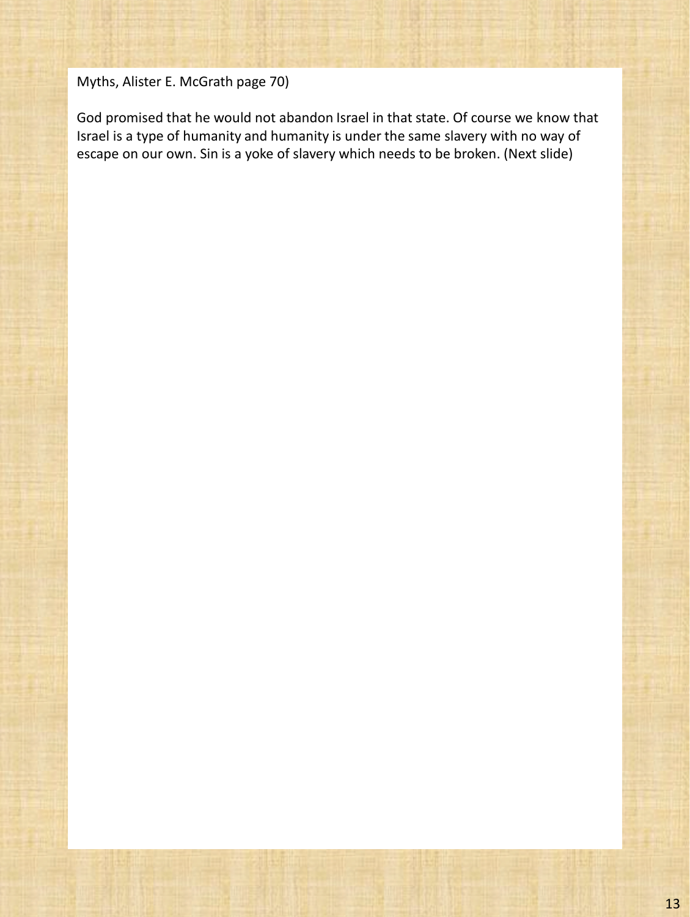Myths, Alister E. McGrath page 70)

God promised that he would not abandon Israel in that state. Of course we know that Israel is a type of humanity and humanity is under the same slavery with no way of escape on our own. Sin is a yoke of slavery which needs to be broken. (Next slide)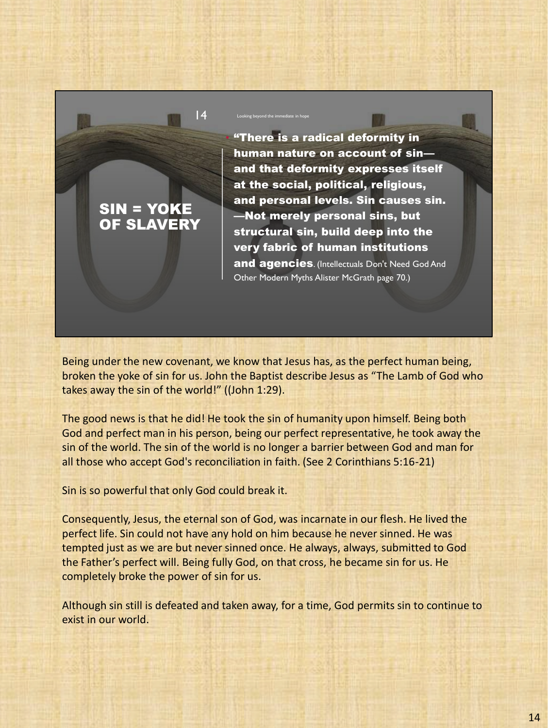## SIN = YOKE OF SLAVERY

Looking beyond the immediate in hope

- **"There is a radical deformity in human nature on account of sin—and that deformity expresses itself at the social, political, religious, and personal levels. Sin causes sin. —Not merely personal sins, but structural sin, build deep into the very fabric of human institutions and agencies**. (Intellectuals Don't Need God And Other Modern Myths Alister McGrath page 70.)

Being under the new covenant, we know that Jesus has, as the perfect human being, broken the yoke of sin for us. John the Baptist describe Jesus as "The Lamb of God who takes away the sin of the world!" ((John 1:29).

The good news is that he did! He took the sin of humanity upon himself. Being both God and perfect man in his person, being our perfect representative, he took away the sin of the world. The sin of the world is no longer a barrier between God and man for all those who accept God's reconciliation in faith. (See 2 Corinthians 5:16-21)

Sin is so powerful that only God could break it.

Consequently, Jesus, the eternal son of God, was incarnate in our flesh. He lived the perfect life. Sin could not have any hold on him because he never sinned. He was tempted just as we are but never sinned once. He always, always, submitted to God the Father's perfect will. Being fully God, on that cross, he became sin for us. He completely broke the power of sin for us.

Although sin still is defeated and taken away, for a time, God permits sin to continue to exist in our world.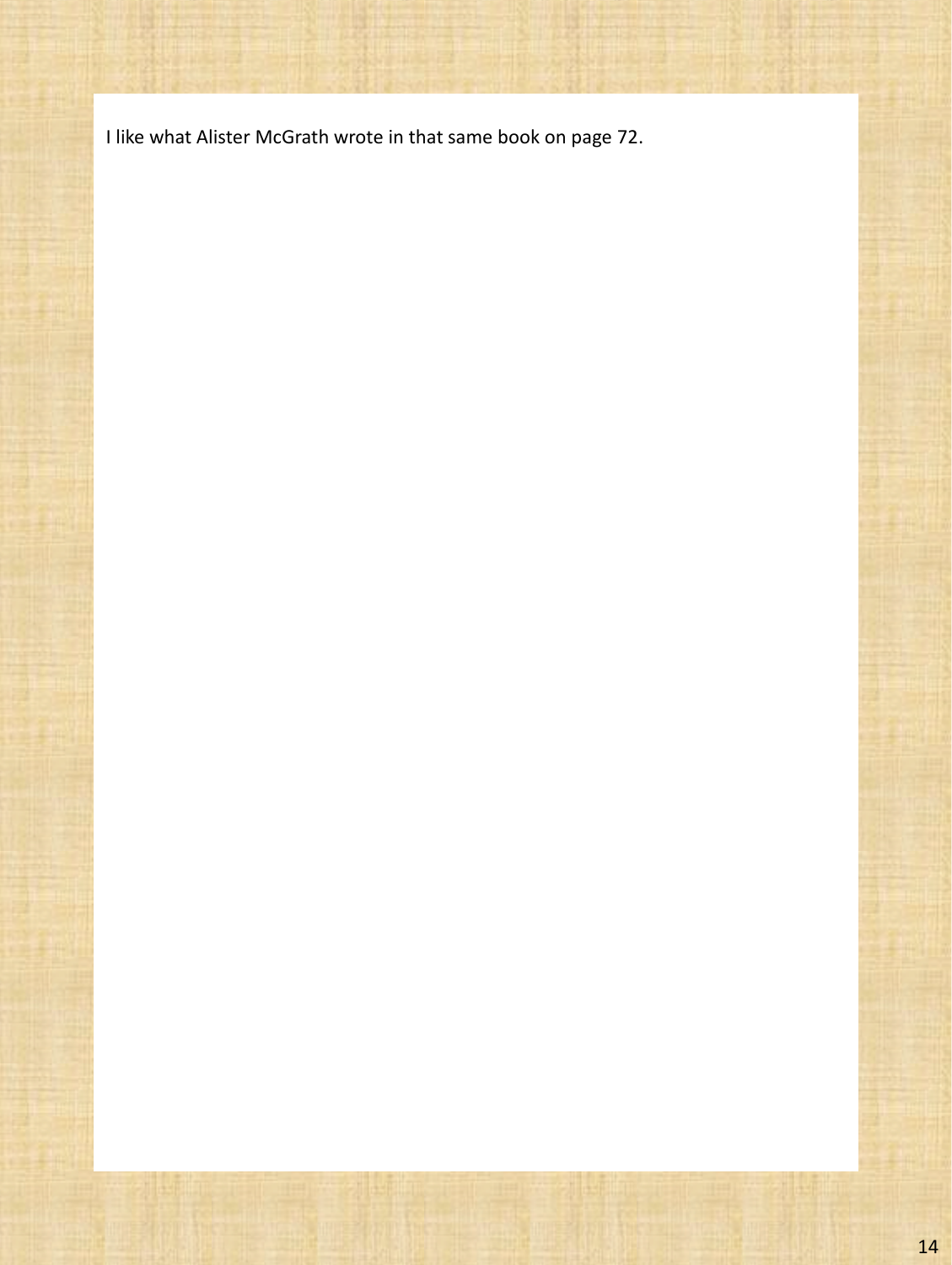I like what Alister McGrath wrote in that same book on page 72.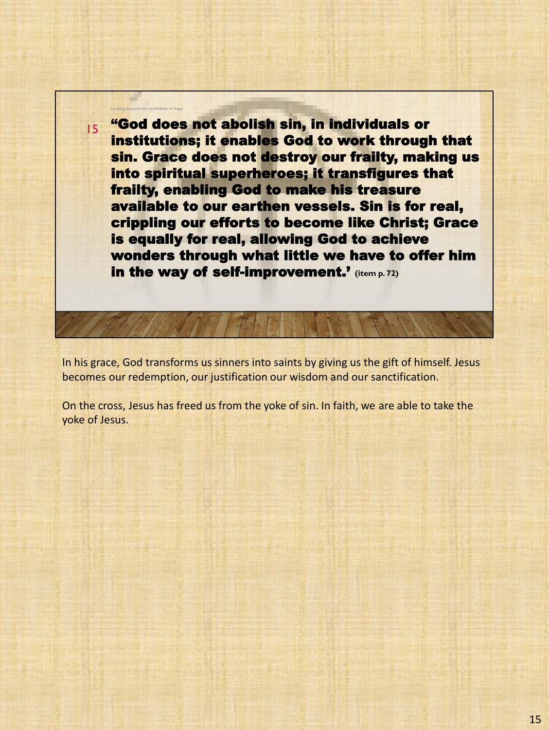Looking beyond the immediate in hope

15

**"God does not abolish sin, in individuals or institutions; it enables God to work through that sin. Grace does not destroy our frailty, making us into spiritual superheroes; it transfigures that frailty, enabling God to make his treasure available to our earthen vessels. Sin is for real, crippling our efforts to become like Christ; Grace is equally for real, allowing God to achieve wonders through what little we have to offer him in the way of self-improvement.'** (item p. 72)

In his grace, God transforms us sinners into saints by giving us the gift of himself. Jesus becomes our redemption, our justification our wisdom and our sanctification.

On the cross, Jesus has freed us from the yoke of sin. In faith, we are able to take the yoke of Jesus.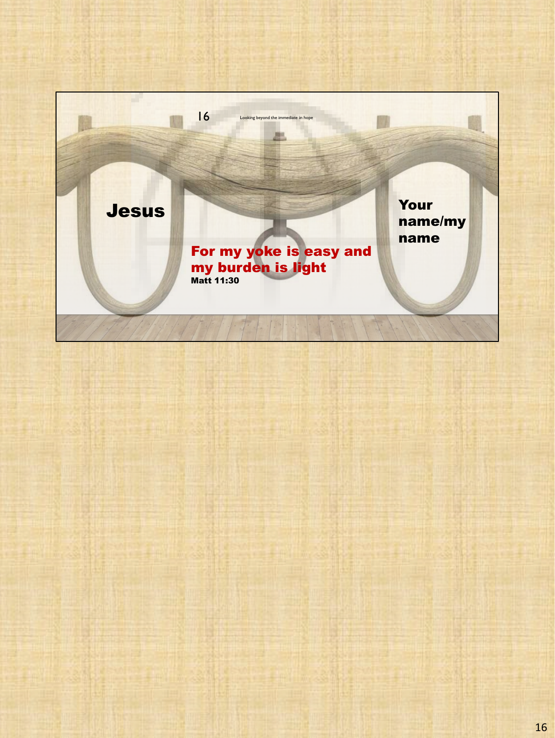Looking beyond the immediate in hope

**Jesus**

**Your name/my name**

**For my yoke is easy and my burden is light**
**Matt 11:30**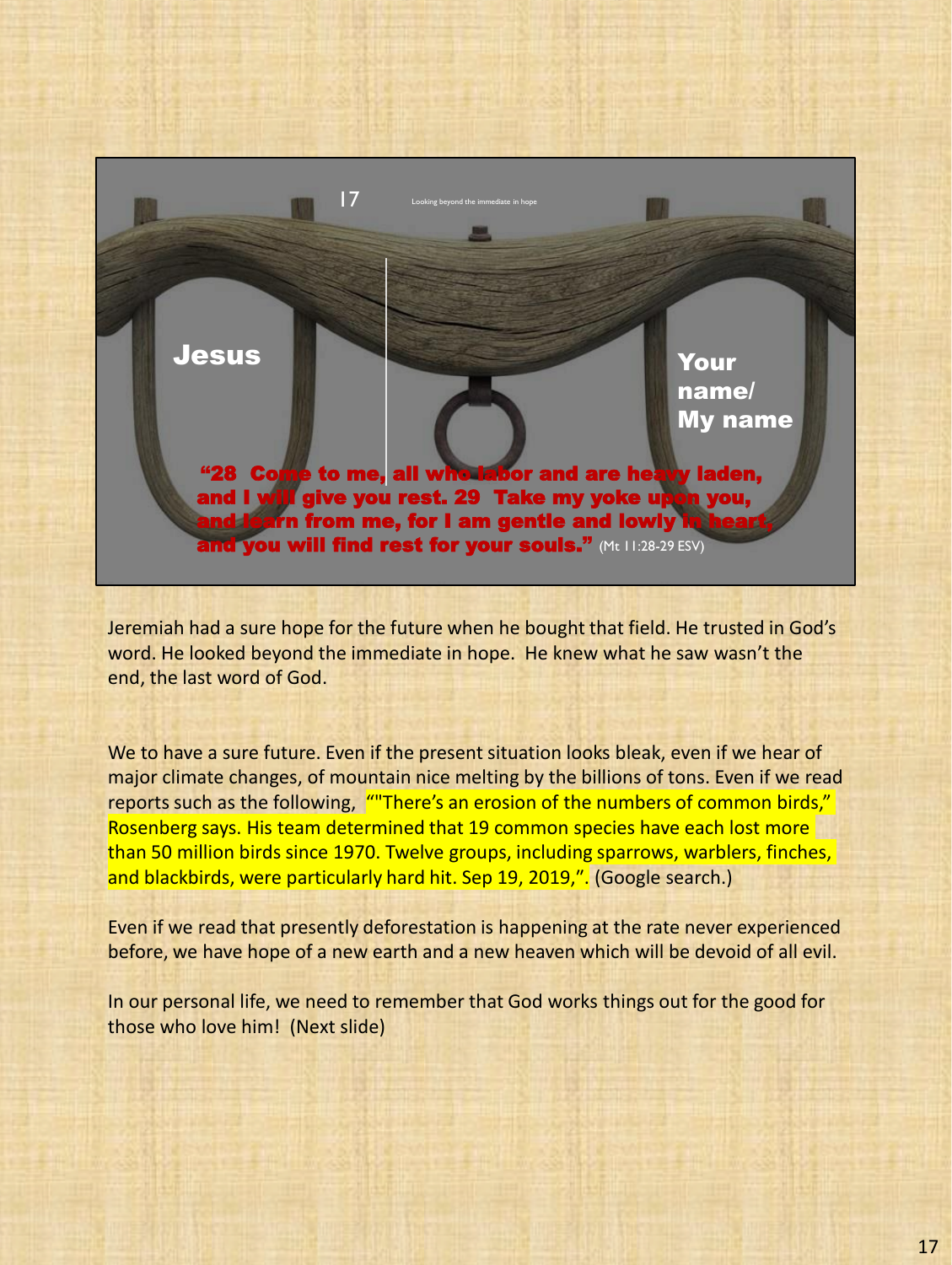17 Looking beyond the immediate in hope

**Jesus**

**Your name/ My name**

**"28 Come to me, all who labor and are heavy laden, and I will give you rest. 29 Take my yoke upon you, and learn from me, for I am gentle and lowly in heart, and you will find rest for your souls."** (Mt 11:28-29 ESV)

Jeremiah had a sure hope for the future when he bought that field. He trusted in God's word. He looked beyond the immediate in hope. He knew what he saw wasn't the end, the last word of God.

We to have a sure future. Even if the present situation looks bleak, even if we hear of major climate changes, of mountain nice melting by the billions of tons. Even if we read reports such as the following, ""There's an erosion of the numbers of common birds," Rosenberg says. His team determined that 19 common species have each lost more than 50 million birds since 1970. Twelve groups, including sparrows, warblers, finches, and blackbirds, were particularly hard hit. Sep 19, 2019,". (Google search.)

Even if we read that presently deforestation is happening at the rate never experienced before, we have hope of a new earth and a new heaven which will be devoid of all evil.

In our personal life, we need to remember that God works things out for the good for those who love him! (Next slide)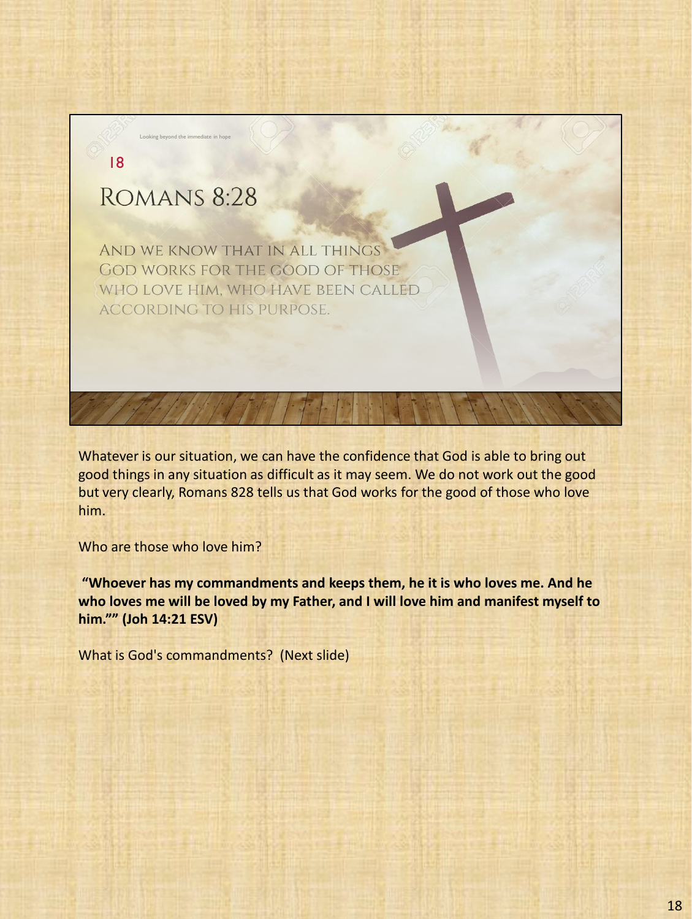Looking beyond the immediate in hope

18

# Romans 8:28

And we know that in all things God works for the good of those who love him, who have been called according to his purpose.

Whatever is our situation, we can have the confidence that God is able to bring out good things in any situation as difficult as it may seem. We do not work out the good but very clearly, Romans 828 tells us that God works for the good of those who love him.

Who are those who love him?

**"Whoever has my commandments and keeps them, he it is who loves me. And he who loves me will be loved by my Father, and I will love him and manifest myself to him."" (Joh 14:21 ESV)**

What is God's commandments? (Next slide)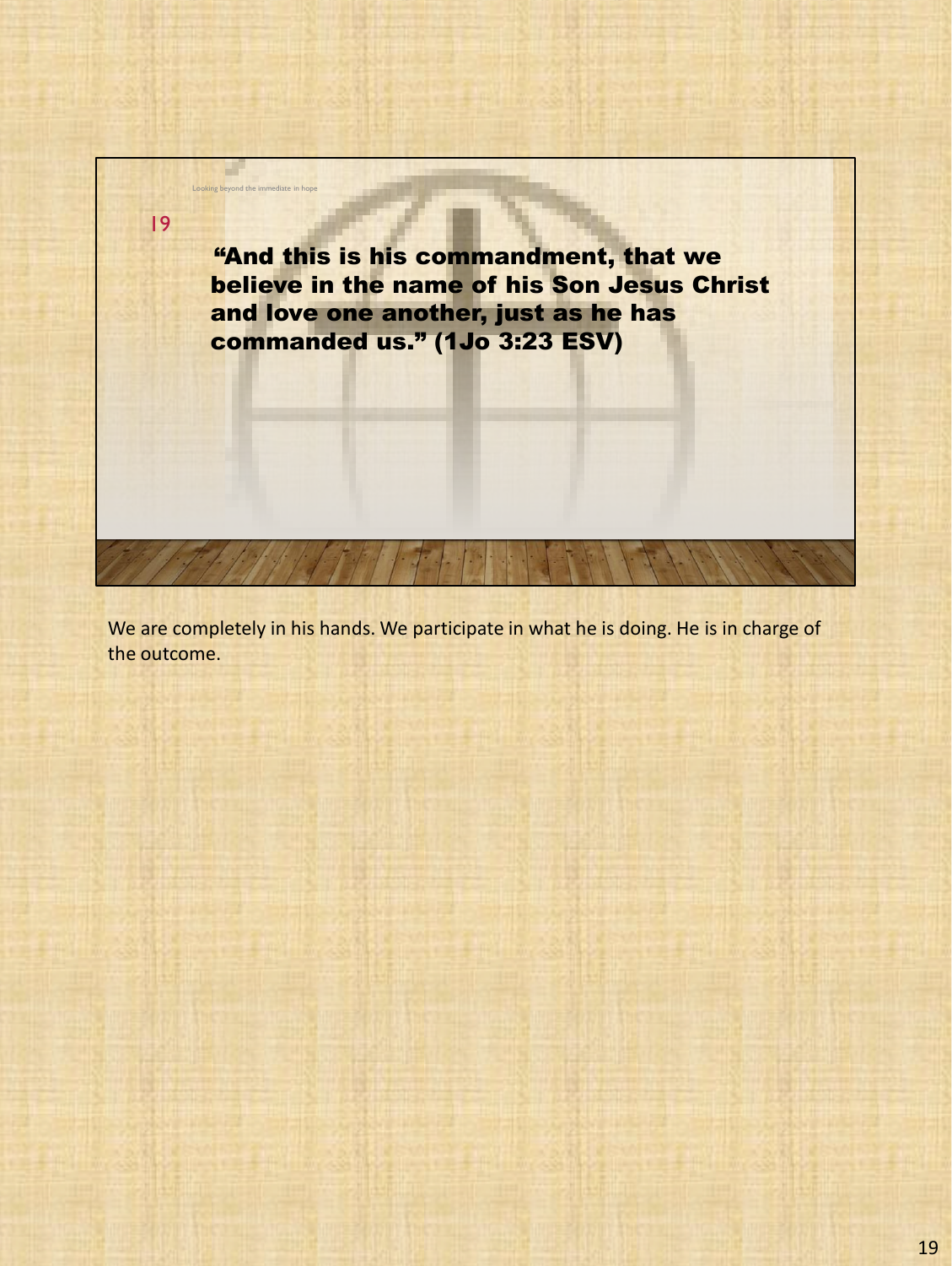Looking beyond the immediate in hope

19

**"And this is his commandment, that we believe in the name of his Son Jesus Christ and love one another, just as he has commanded us." (1Jo 3:23 ESV)**

We are completely in his hands. We participate in what he is doing. He is in charge of the outcome.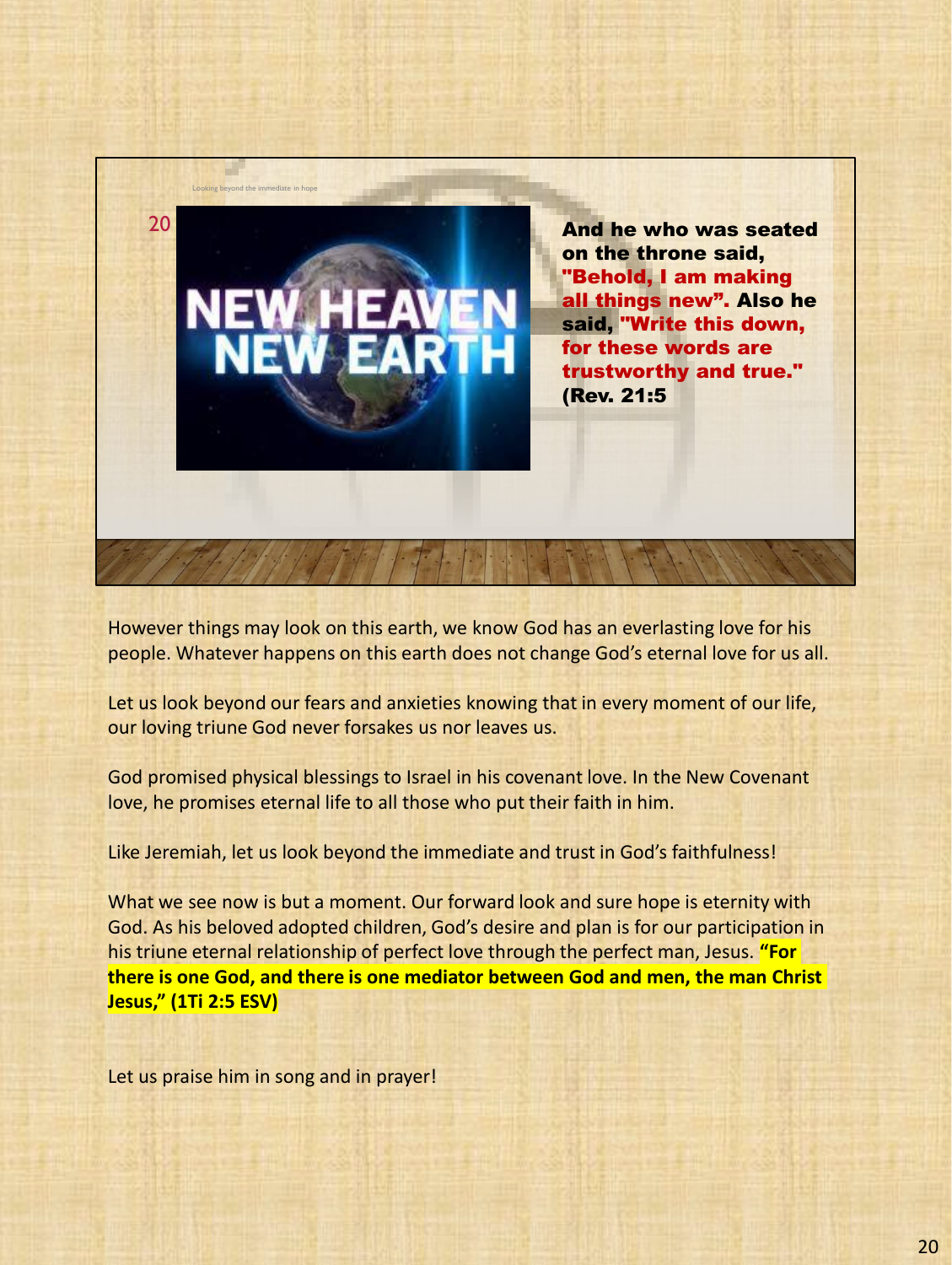Looking beyond the immediate in hope

20

NEW HEAVEN
NEW EARTH

**And he who was seated on the throne said, "Behold, I am making all things new". Also he said, "Write this down, for these words are trustworthy and true." (Rev. 21:5**

However things may look on this earth, we know God has an everlasting love for his people. Whatever happens on this earth does not change God's eternal love for us all.

Let us look beyond our fears and anxieties knowing that in every moment of our life, our loving triune God never forsakes us nor leaves us.

God promised physical blessings to Israel in his covenant love. In the New Covenant love, he promises eternal life to all those who put their faith in him.

Like Jeremiah, let us look beyond the immediate and trust in God's faithfulness!

What we see now is but a moment. Our forward look and sure hope is eternity with God. As his beloved adopted children, God's desire and plan is for our participation in his triune eternal relationship of perfect love through the perfect man, Jesus. **"For there is one God, and there is one mediator between God and men, the man Christ Jesus," (1Ti 2:5 ESV)**

Let us praise him in song and in prayer!